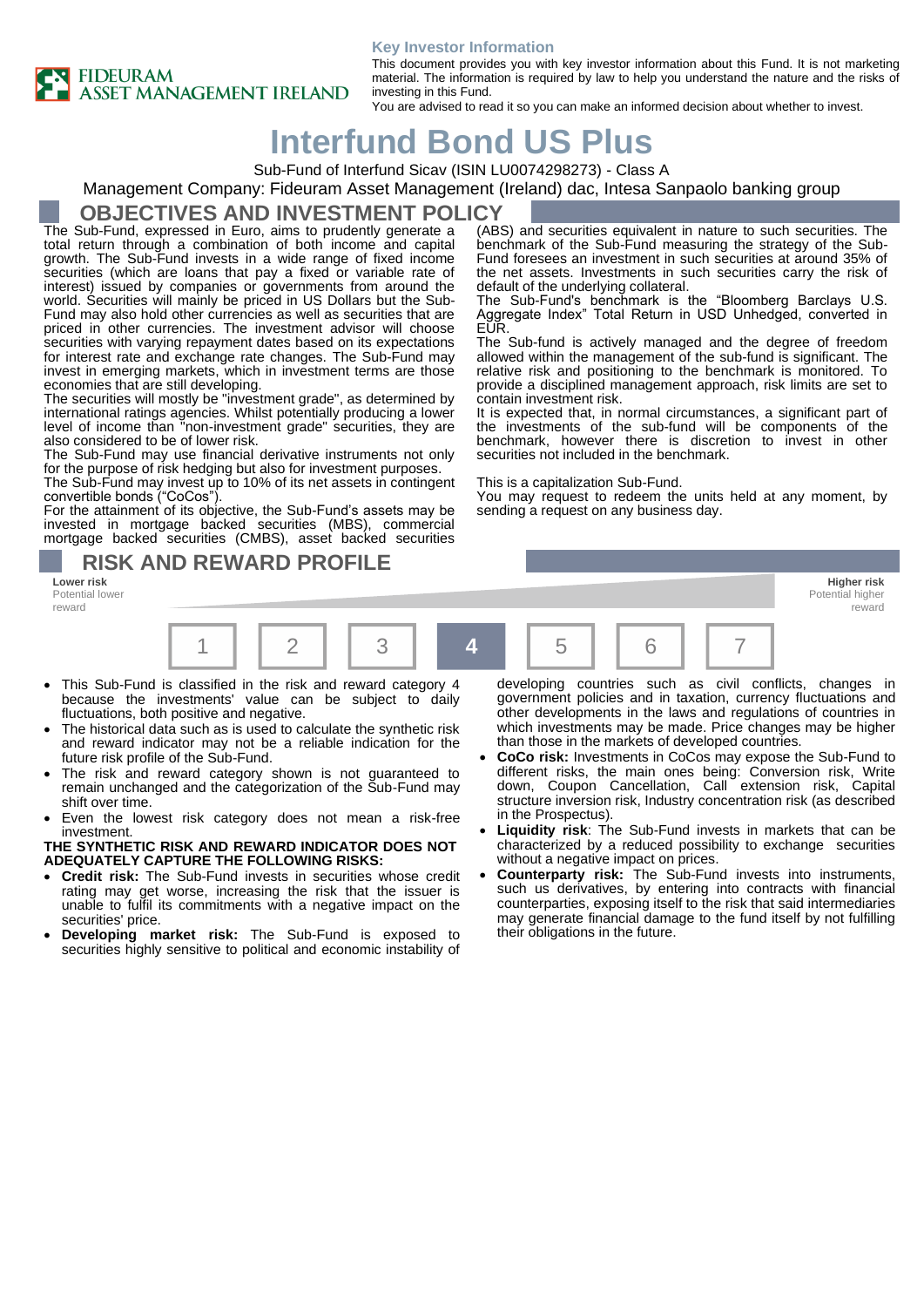FIDEURAM ASSET MANAGEMENT IRELAND

**Key Investor Information**

This document provides you with key investor information about this Fund. It is not marketing material. The information is required by law to help you understand the nature and the risks of investing in this Fund.
You are advised to read it so you can make an informed decision about whether to invest.

# Interfund Bond US Plus

Sub-Fund of Interfund Sicav (ISIN LU0074298273) - Class A

Management Company: Fideuram Asset Management (Ireland) dac, Intesa Sanpaolo banking group

## OBJECTIVES AND INVESTMENT POLICY

The Sub-Fund, expressed in Euro, aims to prudently generate a total return through a combination of both income and capital growth. The Sub-Fund invests in a wide range of fixed income securities (which are loans that pay a fixed or variable rate of interest) issued by companies or governments from around the world. Securities will mainly be priced in US Dollars but the Sub-Fund may also hold other currencies as well as securities that are priced in other currencies. The investment advisor will choose securities with varying repayment dates based on its expectations for interest rate and exchange rate changes. The Sub-Fund may invest in emerging markets, which in investment terms are those economies that are still developing.

The securities will mostly be "investment grade", as determined by international ratings agencies. Whilst potentially producing a lower level of income than "non-investment grade" securities, they are also considered to be of lower risk.

The Sub-Fund may use financial derivative instruments not only for the purpose of risk hedging but also for investment purposes.

The Sub-Fund may invest up to 10% of its net assets in contingent convertible bonds ("CoCos").

For the attainment of its objective, the Sub-Fund's assets may be invested in mortgage backed securities (MBS), commercial mortgage backed securities (CMBS), asset backed securities (ABS) and securities equivalent in nature to such securities. The benchmark of the Sub-Fund measuring the strategy of the Sub-Fund foresees an investment in such securities at around 35% of the net assets. Investments in such securities carry the risk of default of the underlying collateral.

The Sub-Fund's benchmark is the "Bloomberg Barclays U.S. Aggregate Index" Total Return in USD Unhedged, converted in EUR.

The Sub-fund is actively managed and the degree of freedom allowed within the management of the sub-fund is significant. The relative risk and positioning to the benchmark is monitored. To provide a disciplined management approach, risk limits are set to contain investment risk.

It is expected that, in normal circumstances, a significant part of the investments of the sub-fund will be components of the benchmark, however there is discretion to invest in other securities not included in the benchmark.

This is a capitalization Sub-Fund.

You may request to redeem the units held at any moment, by sending a request on any business day.

## RISK AND REWARD PROFILE

**Lower risk** Potential lower reward — **Higher risk** Potential higher reward

| 1 | 2 | 3 | **4** | 5 | 6 | 7 |
|---|---|---|---|---|---|---|

- This Sub-Fund is classified in the risk and reward category 4 because the investments' value can be subject to daily fluctuations, both positive and negative.
- The historical data such as is used to calculate the synthetic risk and reward indicator may not be a reliable indication for the future risk profile of the Sub-Fund.
- The risk and reward category shown is not guaranteed to remain unchanged and the categorization of the Sub-Fund may shift over time.
- Even the lowest risk category does not mean a risk-free investment.

**THE SYNTHETIC RISK AND REWARD INDICATOR DOES NOT ADEQUATELY CAPTURE THE FOLLOWING RISKS:**

- **Credit risk:** The Sub-Fund invests in securities whose credit rating may get worse, increasing the risk that the issuer is unable to fulfil its commitments with a negative impact on the securities' price.
- **Developing market risk:** The Sub-Fund is exposed to securities highly sensitive to political and economic instability of developing countries such as civil conflicts, changes in government policies and in taxation, currency fluctuations and other developments in the laws and regulations of countries in which investments may be made. Price changes may be higher than those in the markets of developed countries.
- **CoCo risk:** Investments in CoCos may expose the Sub-Fund to different risks, the main ones being: Conversion risk, Write down, Coupon Cancellation, Call extension risk, Capital structure inversion risk, Industry concentration risk (as described in the Prospectus).
- **Liquidity risk**: The Sub-Fund invests in markets that can be characterized by a reduced possibility to exchange securities without a negative impact on prices.
- **Counterparty risk:** The Sub-Fund invests into instruments, such us derivatives, by entering into contracts with financial counterparties, exposing itself to the risk that said intermediaries may generate financial damage to the fund itself by not fulfilling their obligations in the future.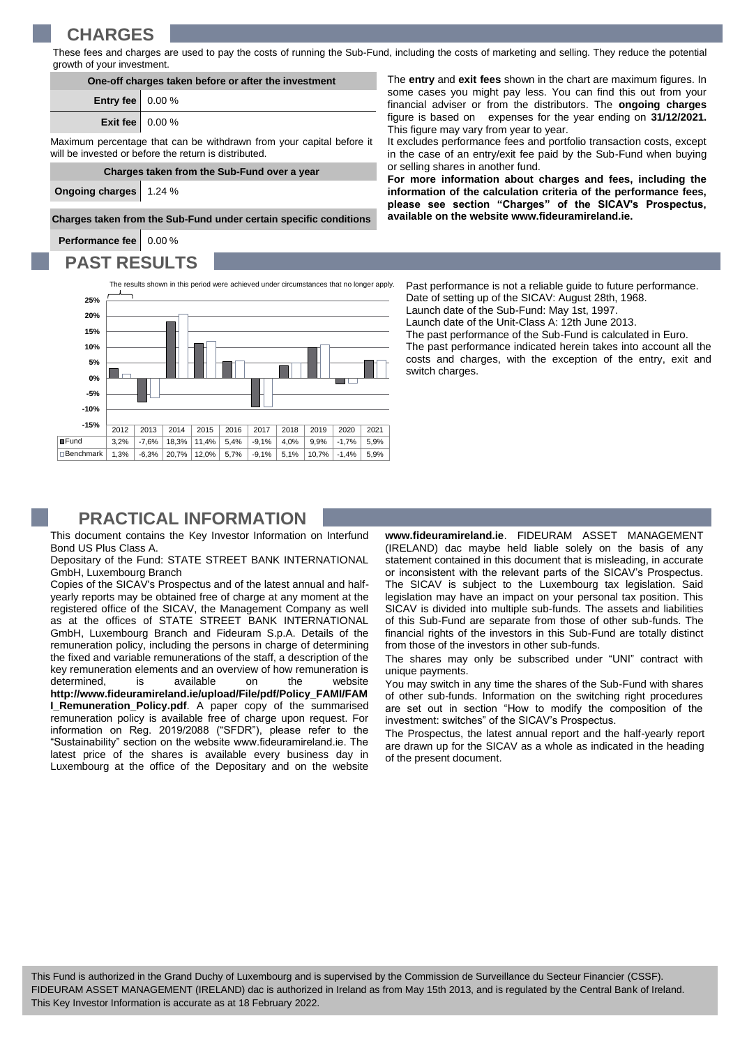## CHARGES

These fees and charges are used to pay the costs of running the Sub-Fund, including the costs of marketing and selling. They reduce the potential growth of your investment.

| One-off charges taken before or after the investment | |
|---|---|
| **Entry fee** | 0.00 % |
| **Exit fee** | 0.00 % |

Maximum percentage that can be withdrawn from your capital before it will be invested or before the return is distributed.

| Charges taken from the Sub-Fund over a year | |
|---|---|
| **Ongoing charges** | 1.24 % |

| Charges taken from the Sub-Fund under certain specific conditions | |
|---|---|
| **Performance fee** | 0.00 % |

The **entry** and **exit fees** shown in the chart are maximum figures. In some cases you might pay less. You can find this out from your financial adviser or from the distributors. The **ongoing charges** figure is based on expenses for the year ending on **31/12/2021.** This figure may vary from year to year.

It excludes performance fees and portfolio transaction costs, except in the case of an entry/exit fee paid by the Sub-Fund when buying or selling shares in another fund.

**For more information about charges and fees, including the information of the calculation criteria of the performance fees, please see section "Charges" of the SICAV's Prospectus, available on the website www.fideuramireland.ie.**

## PAST RESULTS

The results shown in this period were achieved under circumstances that no longer apply.

25% 20% 15% 10% 5% 0% -5% -10% -15%

2012 2013 2014 2015 2016 2017 2018 2019 2020 2021

Fund: 3,2% -7,6% 18,3% 11,4% 5,4% -9,1% 4,0% 9,9% -1,7% 5,9%

Benchmark: 1,3% -6,3% 20,7% 12,0% 5,7% -9,1% 5,1% 10,7% -1,4% 5,9%

Past performance is not a reliable guide to future performance.
Date of setting up of the SICAV: August 28th, 1968.
Launch date of the Sub-Fund: May 1st, 1997.
Launch date of the Unit-Class A: 12th June 2013.
The past performance of the Sub-Fund is calculated in Euro.
The past performance indicated herein takes into account all the costs and charges, with the exception of the entry, exit and switch charges.

## PRACTICAL INFORMATION

This document contains the Key Investor Information on Interfund Bond US Plus Class A.

Depositary of the Fund: STATE STREET BANK INTERNATIONAL GmbH, Luxembourg Branch

Copies of the SICAV's Prospectus and of the latest annual and half-yearly reports may be obtained free of charge at any moment at the registered office of the SICAV, the Management Company as well as at the offices of STATE STREET BANK INTERNATIONAL GmbH, Luxembourg Branch and Fideuram S.p.A. Details of the remuneration policy, including the persons in charge of determining the fixed and variable remunerations of the staff, a description of the key remuneration elements and an overview of how remuneration is determined, is available on the website **http://www.fideuramireland.ie/upload/File/pdf/Policy_FAMI/FAMI_Remuneration_Policy.pdf**. A paper copy of the summarised remuneration policy is available free of charge upon request. For information on Reg. 2019/2088 ("SFDR"), please refer to the "Sustainability" section on the website www.fideuramireland.ie. The latest price of the shares is available every business day in Luxembourg at the office of the Depositary and on the website **www.fideuramireland.ie**. FIDEURAM ASSET MANAGEMENT (IRELAND) dac maybe held liable solely on the basis of any statement contained in this document that is misleading, in accurate or inconsistent with the relevant parts of the SICAV's Prospectus. The SICAV is subject to the Luxembourg tax legislation. Said legislation may have an impact on your personal tax position. This SICAV is divided into multiple sub-funds. The assets and liabilities of this Sub-Fund are separate from those of other sub-funds. The financial rights of the investors in this Sub-Fund are totally distinct from those of the investors in other sub-funds.

The shares may only be subscribed under "UNI" contract with unique payments.

You may switch in any time the shares of the Sub-Fund with shares of other sub-funds. Information on the switching right procedures are set out in section "How to modify the composition of the investment: switches" of the SICAV's Prospectus.

The Prospectus, the latest annual report and the half-yearly report are drawn up for the SICAV as a whole as indicated in the heading of the present document.

This Fund is authorized in the Grand Duchy of Luxembourg and is supervised by the Commission de Surveillance du Secteur Financier (CSSF).
FIDEURAM ASSET MANAGEMENT (IRELAND) dac is authorized in Ireland as from May 15th 2013, and is regulated by the Central Bank of Ireland.
This Key Investor Information is accurate as at 18 February 2022.